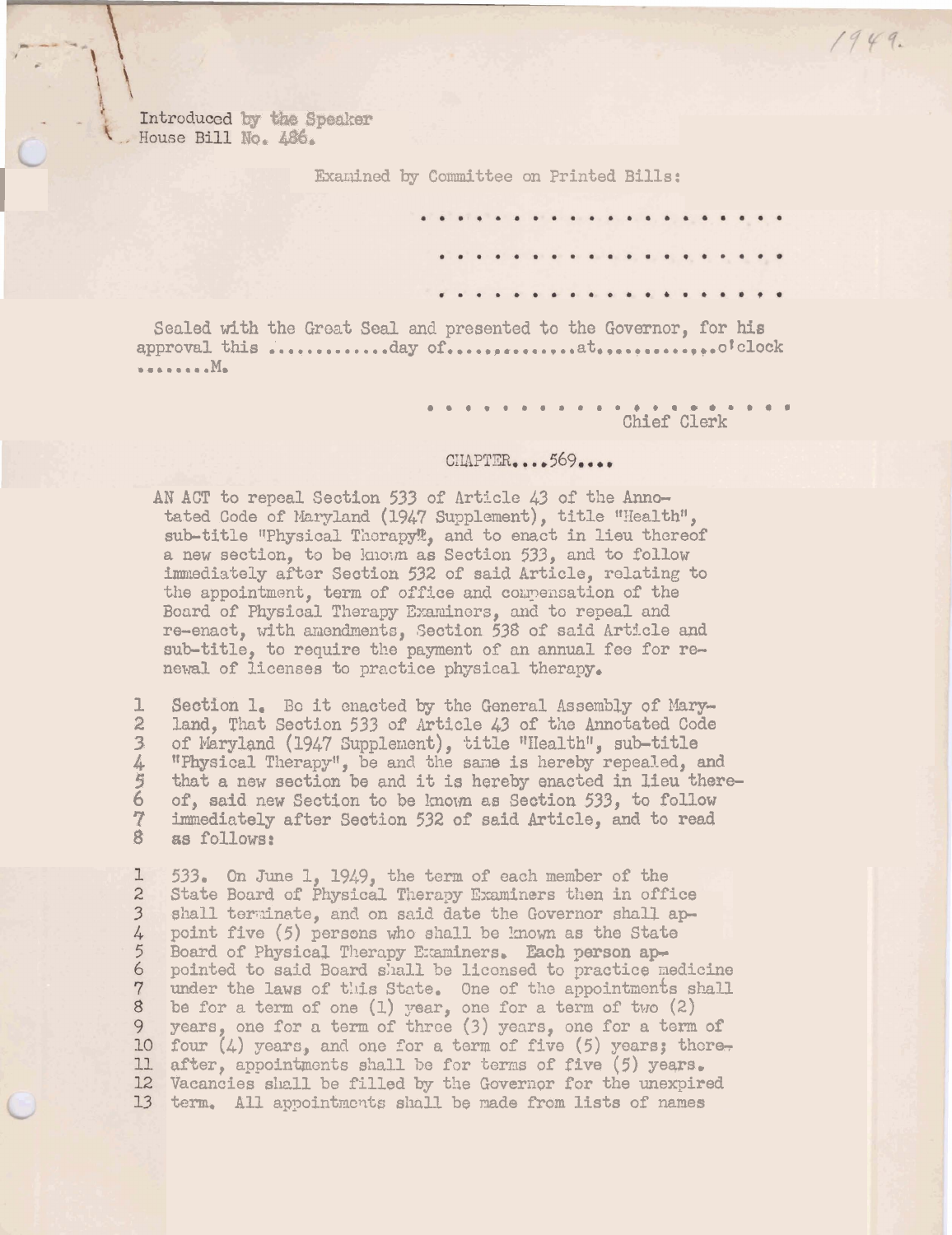1949.

Introduced by the Speaker
House Bill No. 486.

Examined by Committee on Printed Bills:

. . . . . . . . . . . . . . . . . . . .

. . . . . . . . . . . . . . . . . . . .

. . . . . . . . . . . . . . . . . . . .

Sealed with the Great Seal and presented to the Governor, for his approval this ............day of.............at.............o'clock ........M.

. . . . . . . . . . . . . . . . . . . . .
Chief Clerk

CHAPTER....569....

AN ACT to repeal Section 533 of Article 43 of the Annotated Code of Maryland (1947 Supplement), title "Health", sub-title "Physical Therapy", and to enact in lieu thereof a new section, to be known as Section 533, and to follow immediately after Section 532 of said Article, relating to the appointment, term of office and compensation of the Board of Physical Therapy Examiners, and to repeal and re-enact, with amendments, Section 538 of said Article and sub-title, to require the payment of an annual fee for renewal of licenses to practice physical therapy.

1 Section 1. Be it enacted by the General Assembly of Mary-
2 land, That Section 533 of Article 43 of the Annotated Code
3 of Maryland (1947 Supplement), title "Health", sub-title
4 "Physical Therapy", be and the same is hereby repealed, and
5 that a new section be and it is hereby enacted in lieu there-
6 of, said new Section to be known as Section 533, to follow
7 immediately after Section 532 of said Article, and to read
8 as follows:

1 533. On June 1, 1949, the term of each member of the
2 State Board of Physical Therapy Examiners then in office
3 shall terminate, and on said date the Governor shall ap-
4 point five (5) persons who shall be known as the State
5 Board of Physical Therapy Examiners. **Each person ap-**
6 pointed to said Board shall be licensed to practice medicine
7 under the laws of this State. One of the appointments shall
8 be for a term of one (1) year, one for a term of two (2)
9 years, one for a term of three (3) years, one for a term of
10 four (4) years, and one for a term of five (5) years; there-
11 after, appointments shall be for terms of five (5) years.
12 Vacancies shall be filled by the Governor for the unexpired
13 term. All appointments shall be made from lists of names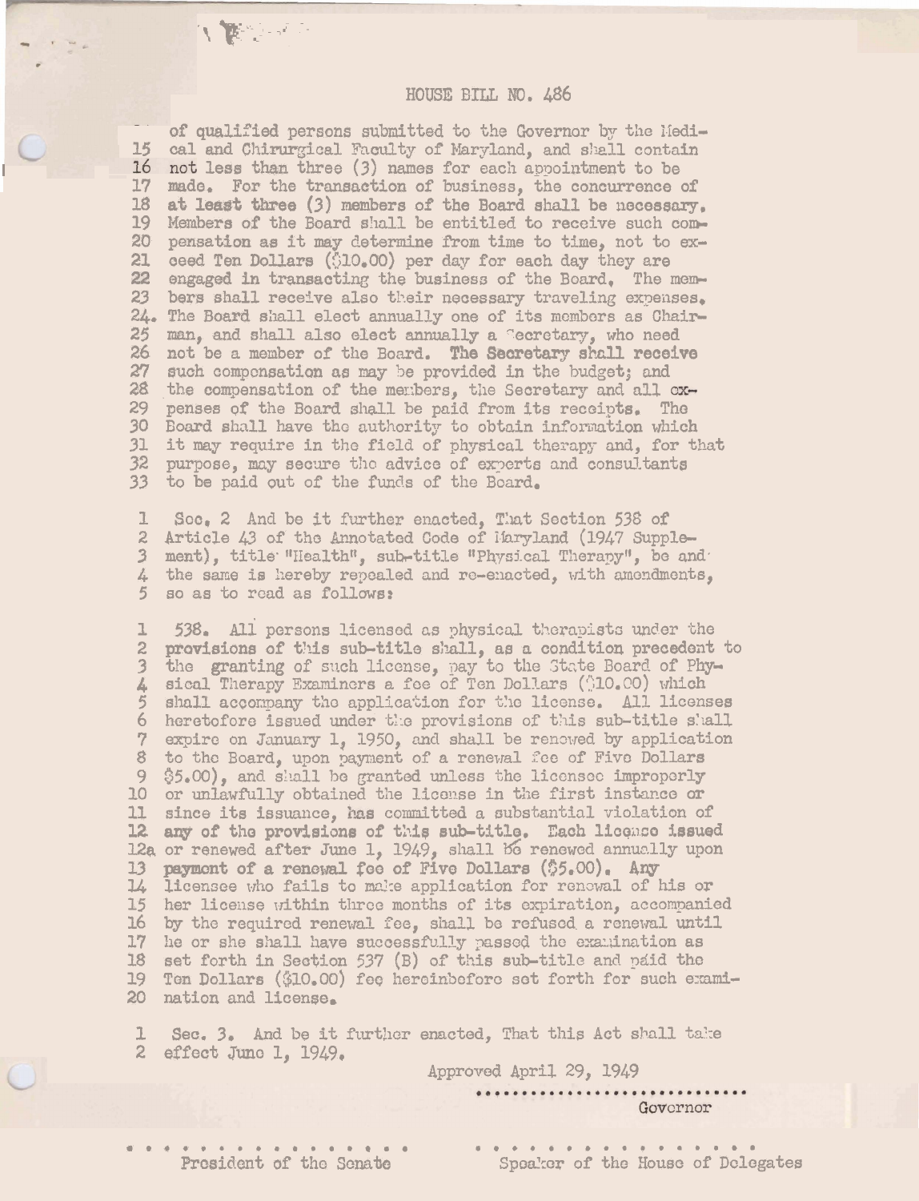# HOUSE BILL NO. 486

of qualified persons submitted to the Governor by the Medical and Chirurgical Faculty of Maryland, and shall contain not less than three (3) names for each appointment to be made. For the transaction of business, the concurrence of **at least three (3) members of the Board shall be necessary.** Members of the Board shall be entitled to receive such compensation as it may determine from time to time, not to exceed Ten Dollars ($10.00) per day for each day they are engaged in transacting the business of the Board. The members shall receive also their necessary traveling expenses. The Board shall elect annually one of its members as Chairman, and shall also elect annually a Secretary, who need not be a member of the Board. **The Secretary shall receive** such compensation as may be provided in the budget; and the compensation of the members, the Secretary and all expenses of the Board shall be paid from its receipts. The Board shall have the authority to obtain information which it may require in the field of physical therapy and, for that purpose, may secure the advice of experts and consultants to be paid out of the funds of the Board.

Sec. 2 And be it further enacted, That Section 538 of Article 43 of the Annotated Code of Maryland (1947 Supplement), title "Health", sub-title "Physical Therapy", be and the same is hereby repealed and re-enacted, with amendments, so as to read as follows:

538. All persons licensed as physical therapists under the **provisions of this sub-title shall, as a condition precedent to** the granting of such license, pay to the State Board of Physical Therapy Examiners a fee of Ten Dollars ($10.00) which shall accompany the application for the license. All licenses heretofore issued under the provisions of this sub-title shall expire on January 1, 1950, and shall be renewed by application to the Board, upon payment of a renewal fee of Five Dollars $5.00), and shall be granted unless the licensee improperly or unlawfully obtained the license in the first instance or since its issuance, has committed a substantial violation of **any of the provisions of this sub-title. Each license issued** or renewed after June 1, 1949, shall be renewed annually upon **payment of a renewal fee of Five Dollars ($5.00). Any** licensee who fails to make application for renewal of his or her license within three months of its expiration, accompanied by the required renewal fee, shall be refused a renewal until he or she shall have successfully passed the examination as set forth in Section 537 (B) of this sub-title and paid the Ten Dollars ($10.00) fee hereinbefore set forth for such examination and license.

Sec. 3. And be it further enacted, That this Act shall take effect June 1, 1949.

Approved April 29, 1949

..............................
Governor

..................
President of the Senate

..................
Speaker of the House of Delegates